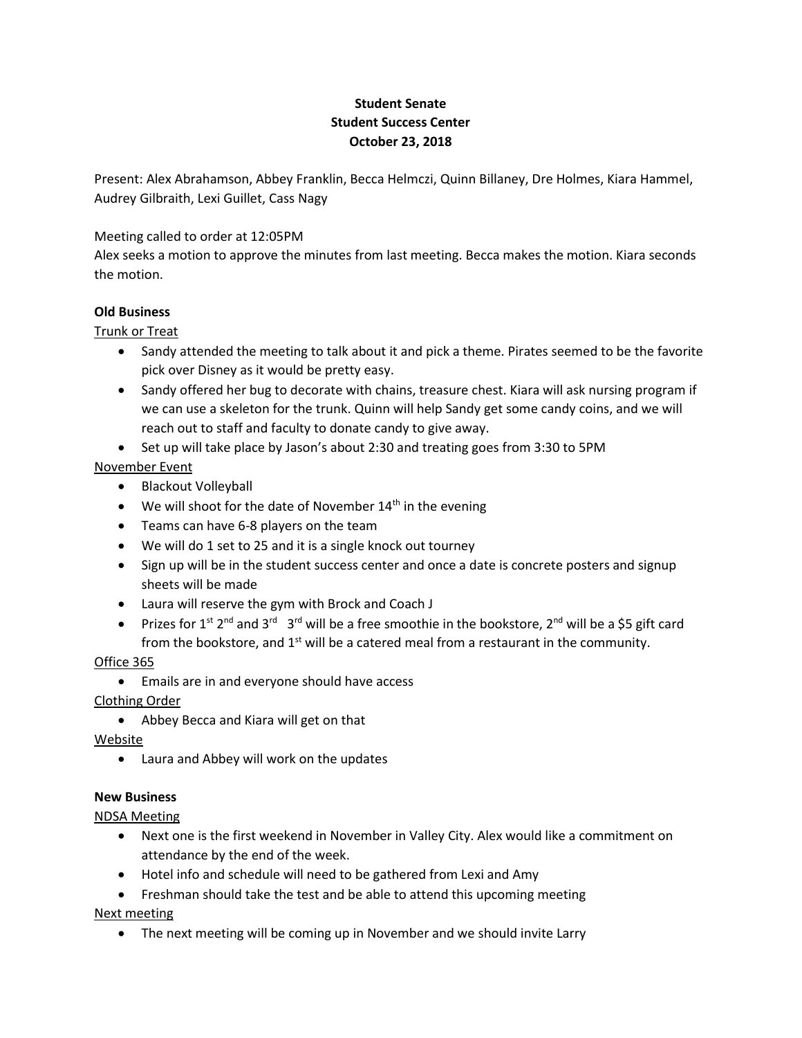**Student Senate**
**Student Success Center**
**October 23, 2018**

Present: Alex Abrahamson, Abbey Franklin, Becca Helmczi, Quinn Billaney, Dre Holmes, Kiara Hammel, Audrey Gilbraith, Lexi Guillet, Cass Nagy

Meeting called to order at 12:05PM
Alex seeks a motion to approve the minutes from last meeting. Becca makes the motion. Kiara seconds the motion.

**Old Business**

Trunk or Treat

- Sandy attended the meeting to talk about it and pick a theme. Pirates seemed to be the favorite pick over Disney as it would be pretty easy.
- Sandy offered her bug to decorate with chains, treasure chest. Kiara will ask nursing program if we can use a skeleton for the trunk. Quinn will help Sandy get some candy coins, and we will reach out to staff and faculty to donate candy to give away.
- Set up will take place by Jason's about 2:30 and treating goes from 3:30 to 5PM

November Event

- Blackout Volleyball
- We will shoot for the date of November 14th in the evening
- Teams can have 6-8 players on the team
- We will do 1 set to 25 and it is a single knock out tourney
- Sign up will be in the student success center and once a date is concrete posters and signup sheets will be made
- Laura will reserve the gym with Brock and Coach J
- Prizes for 1st 2nd and 3rd 3rd will be a free smoothie in the bookstore, 2nd will be a $5 gift card from the bookstore, and 1st will be a catered meal from a restaurant in the community.

Office 365

- Emails are in and everyone should have access

Clothing Order

- Abbey Becca and Kiara will get on that

Website

- Laura and Abbey will work on the updates

**New Business**

NDSA Meeting

- Next one is the first weekend in November in Valley City. Alex would like a commitment on attendance by the end of the week.
- Hotel info and schedule will need to be gathered from Lexi and Amy
- Freshman should take the test and be able to attend this upcoming meeting

Next meeting

- The next meeting will be coming up in November and we should invite Larry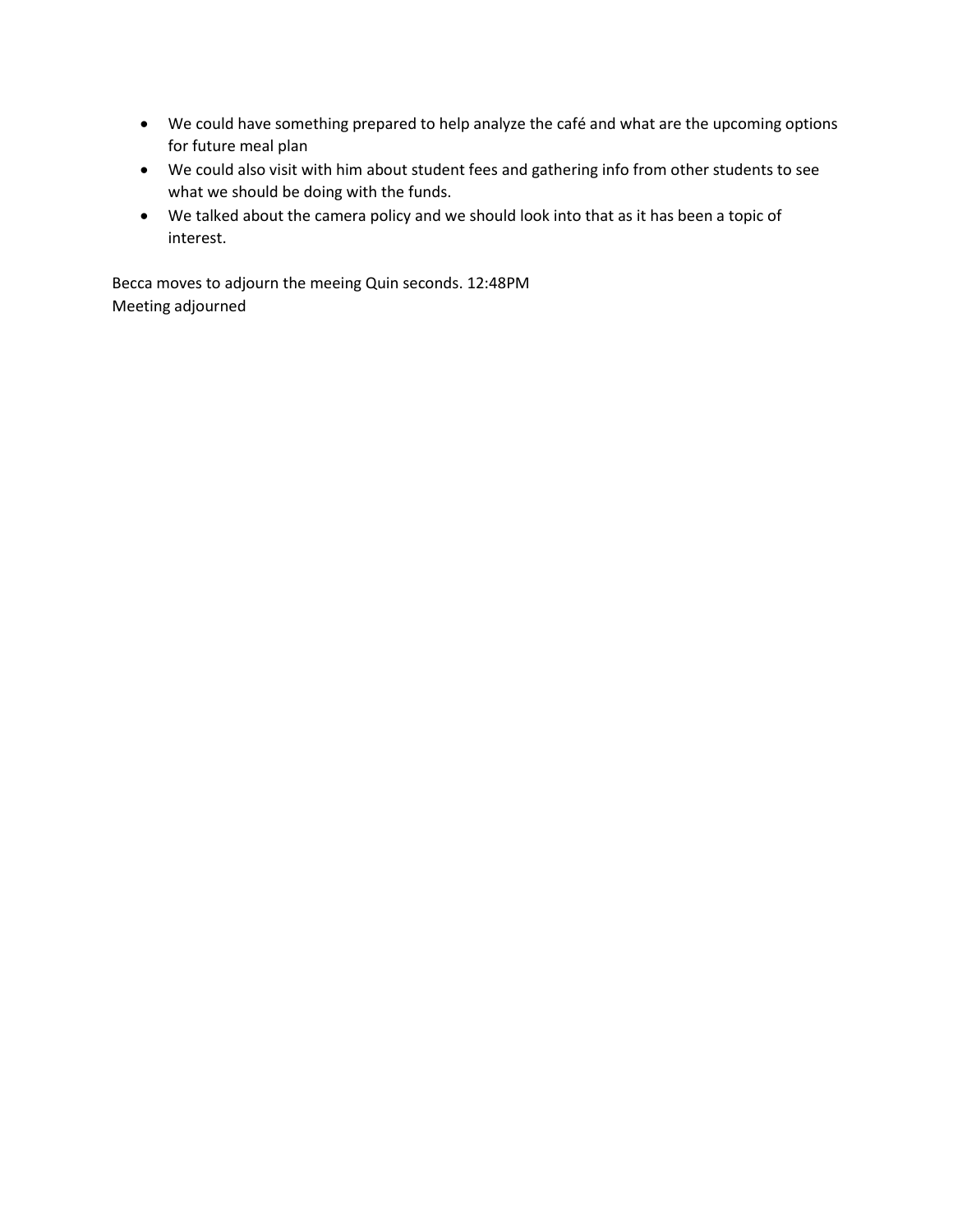- We could have something prepared to help analyze the café and what are the upcoming options for future meal plan
- We could also visit with him about student fees and gathering info from other students to see what we should be doing with the funds.
- We talked about the camera policy and we should look into that as it has been a topic of interest.

Becca moves to adjourn the meeing Quin seconds. 12:48PM
Meeting adjourned